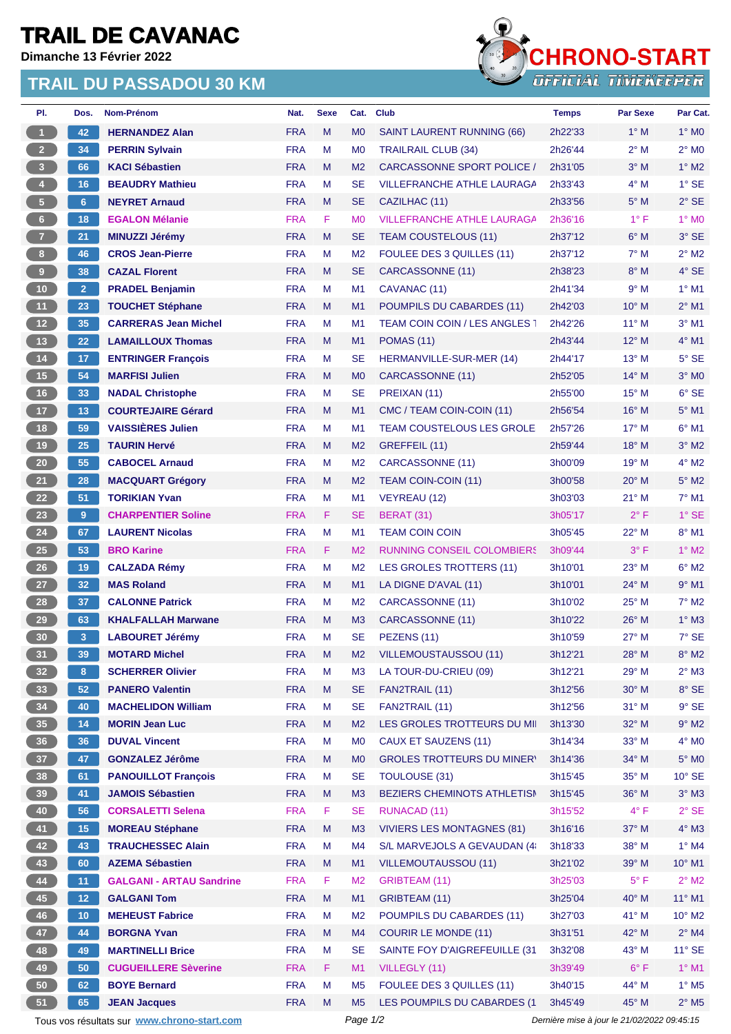# TRAIL DE CAVANAC

**Dimanche 13 Février 2022**

## TRAIL DU PASSADOU 30 KM

CHRONO-START OFFICIAL TIMEKEEPER

| Pl. | Dos. | Nom-Prénom | Nat. | Sexe | Cat. | Club | Temps | Par Sexe | Par Cat. |
|---|---|---|---|---|---|---|---|---|---|
| 1 | 42 | HERNANDEZ Alan | FRA | M | M0 | SAINT LAURENT RUNNING (66) | 2h22'33 | 1° M | 1° M0 |
| 2 | 34 | PERRIN Sylvain | FRA | M | M0 | TRAILRAIL CLUB (34) | 2h26'44 | 2° M | 2° M0 |
| 3 | 66 | KACI Sébastien | FRA | M | M2 | CARCASSONNE SPORT POLICE / | 2h31'05 | 3° M | 1° M2 |
| 4 | 16 | BEAUDRY Mathieu | FRA | M | SE | VILLEFRANCHE ATHLE LAURAGA | 2h33'43 | 4° M | 1° SE |
| 5 | 6 | NEYRET Arnaud | FRA | M | SE | CAZILHAC (11) | 2h33'56 | 5° M | 2° SE |
| 6 | 18 | EGALON Mélanie | FRA | F | M0 | VILLEFRANCHE ATHLE LAURAGA | 2h36'16 | 1° F | 1° M0 |
| 7 | 21 | MINUZZI Jérémy | FRA | M | SE | TEAM COUSTELOUS (11) | 2h37'12 | 6° M | 3° SE |
| 8 | 46 | CROS Jean-Pierre | FRA | M | M2 | FOULEE DES 3 QUILLES (11) | 2h37'12 | 7° M | 2° M2 |
| 9 | 38 | CAZAL Florent | FRA | M | SE | CARCASSONNE (11) | 2h38'23 | 8° M | 4° SE |
| 10 | 2 | PRADEL Benjamin | FRA | M | M1 | CAVANAC (11) | 2h41'34 | 9° M | 1° M1 |
| 11 | 23 | TOUCHET Stéphane | FRA | M | M1 | POUMPILS DU CABARDES (11) | 2h42'03 | 10° M | 2° M1 |
| 12 | 35 | CARRERAS Jean Michel | FRA | M | M1 | TEAM COIN COIN / LES ANGLES T | 2h42'26 | 11° M | 3° M1 |
| 13 | 22 | LAMAILLOUX Thomas | FRA | M | M1 | POMAS (11) | 2h43'44 | 12° M | 4° M1 |
| 14 | 17 | ENTRINGER François | FRA | M | SE | HERMANVILLE-SUR-MER (14) | 2h44'17 | 13° M | 5° SE |
| 15 | 54 | MARFISI Julien | FRA | M | M0 | CARCASSONNE (11) | 2h52'05 | 14° M | 3° M0 |
| 16 | 33 | NADAL Christophe | FRA | M | SE | PREIXAN (11) | 2h55'00 | 15° M | 6° SE |
| 17 | 13 | COURTEJAIRE Gérard | FRA | M | M1 | CMC / TEAM COIN-COIN (11) | 2h56'54 | 16° M | 5° M1 |
| 18 | 59 | VAISSIÈRES Julien | FRA | M | M1 | TEAM COUSTELOUS LES GROLE | 2h57'26 | 17° M | 6° M1 |
| 19 | 25 | TAURIN Hervé | FRA | M | M2 | GREFFEIL (11) | 2h59'44 | 18° M | 3° M2 |
| 20 | 55 | CABOCEL Arnaud | FRA | M | M2 | CARCASSONNE (11) | 3h00'09 | 19° M | 4° M2 |
| 21 | 28 | MACQUART Grégory | FRA | M | M2 | TEAM COIN-COIN (11) | 3h00'58 | 20° M | 5° M2 |
| 22 | 51 | TORIKIAN Yvan | FRA | M | M1 | VEYREAU (12) | 3h03'03 | 21° M | 7° M1 |
| 23 | 9 | CHARPENTIER Soline | FRA | F | SE | BERAT (31) | 3h05'17 | 2° F | 1° SE |
| 24 | 67 | LAURENT Nicolas | FRA | M | M1 | TEAM COIN COIN | 3h05'45 | 22° M | 8° M1 |
| 25 | 53 | BRO Karine | FRA | F | M2 | RUNNING CONSEIL COLOMBIERS | 3h09'44 | 3° F | 1° M2 |
| 26 | 19 | CALZADA Rémy | FRA | M | M2 | LES GROLES TROTTERS (11) | 3h10'01 | 23° M | 6° M2 |
| 27 | 32 | MAS Roland | FRA | M | M1 | LA DIGNE D'AVAL (11) | 3h10'01 | 24° M | 9° M1 |
| 28 | 37 | CALONNE Patrick | FRA | M | M2 | CARCASSONNE (11) | 3h10'02 | 25° M | 7° M2 |
| 29 | 63 | KHALFALLAH Marwane | FRA | M | M3 | CARCASSONNE (11) | 3h10'22 | 26° M | 1° M3 |
| 30 | 3 | LABOURET Jérémy | FRA | M | SE | PEZENS (11) | 3h10'59 | 27° M | 7° SE |
| 31 | 39 | MOTARD Michel | FRA | M | M2 | VILLEMOUSTAUSSOU (11) | 3h12'21 | 28° M | 8° M2 |
| 32 | 8 | SCHERRER Olivier | FRA | M | M3 | LA TOUR-DU-CRIEU (09) | 3h12'21 | 29° M | 2° M3 |
| 33 | 52 | PANERO Valentin | FRA | M | SE | FAN2TRAIL (11) | 3h12'56 | 30° M | 8° SE |
| 34 | 40 | MACHELIDON William | FRA | M | SE | FAN2TRAIL (11) | 3h12'56 | 31° M | 9° SE |
| 35 | 14 | MORIN Jean Luc | FRA | M | M2 | LES GROLES TROTTEURS DU MI | 3h13'30 | 32° M | 9° M2 |
| 36 | 36 | DUVAL Vincent | FRA | M | M0 | CAUX ET SAUZENS (11) | 3h14'34 | 33° M | 4° M0 |
| 37 | 47 | GONZALEZ Jérôme | FRA | M | M0 | GROLES TROTTERS DU MINERV | 3h14'36 | 34° M | 5° M0 |
| 38 | 61 | PANOUILLOT François | FRA | M | SE | TOULOUSE (31) | 3h15'45 | 35° M | 10° SE |
| 39 | 41 | JAMOIS Sébastien | FRA | M | M3 | BEZIERS CHEMINOTS ATHLETISM | 3h15'45 | 36° M | 3° M3 |
| 40 | 56 | CORSALETTI Selena | FRA | F | SE | RUNACAD (11) | 3h15'52 | 4° F | 2° SE |
| 41 | 15 | MOREAU Stéphane | FRA | M | M3 | VIVIERS LES MONTAGNES (81) | 3h16'16 | 37° M | 4° M3 |
| 42 | 43 | TRAUCHESSEC Alain | FRA | M | M4 | S/L MARVEJOLS A GEVAUDAN (4 | 3h18'33 | 38° M | 1° M4 |
| 43 | 60 | AZEMA Sébastien | FRA | M | M1 | VILLEMOUTAUSSOU (11) | 3h21'02 | 39° M | 10° M1 |
| 44 | 11 | GALGANI - ARTAU Sandrine | FRA | F | M2 | GRIBTEAM (11) | 3h25'03 | 5° F | 2° M2 |
| 45 | 12 | GALGANI Tom | FRA | M | M1 | GRIBTEAM (11) | 3h25'04 | 40° M | 11° M1 |
| 46 | 10 | MEHEUST Fabrice | FRA | M | M2 | POUMPILS DU CABARDES (11) | 3h27'03 | 41° M | 10° M2 |
| 47 | 44 | BORGNA Yvan | FRA | M | M4 | COURIR LE MONDE (11) | 3h31'51 | 42° M | 2° M4 |
| 48 | 49 | MARTINELLI Brice | FRA | M | SE | SAINTE FOY D'AIGREFEUILLE (31 | 3h32'08 | 43° M | 11° SE |
| 49 | 50 | CUGUEILLERE Sèverine | FRA | F | M1 | VILLEGLY (11) | 3h39'49 | 6° F | 1° M1 |
| 50 | 62 | BOYE Bernard | FRA | M | M5 | FOULEE DES 3 QUILLES (11) | 3h40'15 | 44° M | 1° M5 |
| 51 | 65 | JEAN Jacques | FRA | M | M5 | LES POUMPILS DU CABARDES (1 | 3h45'49 | 45° M | 2° M5 |

Tous vos résultats sur www.chrono-start.com

*Dernière mise à jour le 21/02/2022 09:45:15*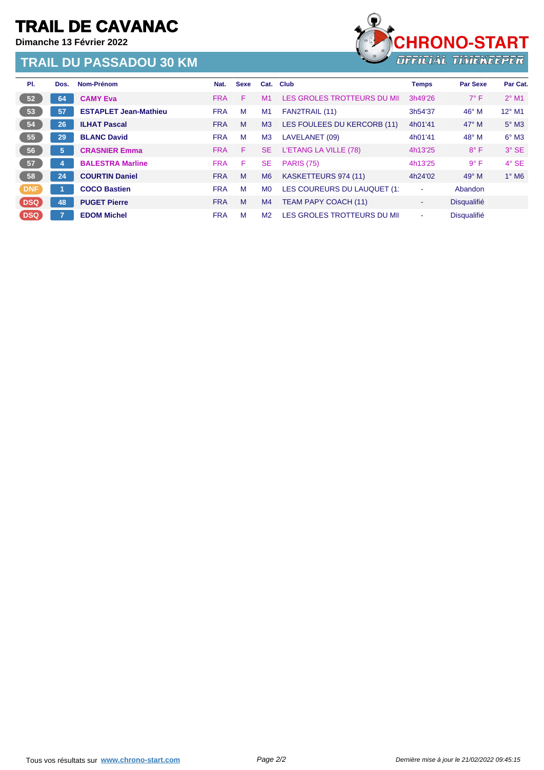# TRAIL DE CAVANAC

**Dimanche 13 Février 2022**

## TRAIL DU PASSADOU 30 KM

CHRONO-START
OFFICIAL TIMEKEEPER

| Pl. | Dos. | Nom-Prénom | Nat. | Sexe | Cat. | Club | Temps | Par Sexe | Par Cat. |
|---|---|---|---|---|---|---|---|---|---|
| 52 | 64 | **CAMY Eva** | FRA | F | M1 | LES GROLES TROTTEURS DU MI | 3h49'26 | 7° F | 2° M1 |
| 53 | 57 | **ESTAPLET Jean-Mathieu** | FRA | M | M1 | FAN2TRAIL (11) | 3h54'37 | 46° M | 12° M1 |
| 54 | 26 | **ILHAT Pascal** | FRA | M | M3 | LES FOULEES DU KERCORB (11) | 4h01'41 | 47° M | 5° M3 |
| 55 | 29 | **BLANC David** | FRA | M | M3 | LAVELANET (09) | 4h01'41 | 48° M | 6° M3 |
| 56 | 5 | **CRASNIER Emma** | FRA | F | SE | L'ETANG LA VILLE (78) | 4h13'25 | 8° F | 3° SE |
| 57 | 4 | **BALESTRA Marline** | FRA | F | SE | PARIS (75) | 4h13'25 | 9° F | 4° SE |
| 58 | 24 | **COURTIN Daniel** | FRA | M | M6 | KASKETTEURS 974 (11) | 4h24'02 | 49° M | 1° M6 |
| DNF | 1 | **COCO Bastien** | FRA | M | M0 | LES COUREURS DU LAUQUET (1 | - | Abandon | |
| DSQ | 48 | **PUGET Pierre** | FRA | M | M4 | TEAM PAPY COACH (11) | - | Disqualifié | |
| DSQ | 7 | **EDOM Michel** | FRA | M | M2 | LES GROLES TROTTEURS DU MI | - | Disqualifié | |

Tous vos résultats sur **www.chrono-start.com**

*Dernière mise à jour le 21/02/2022 09:45:15*